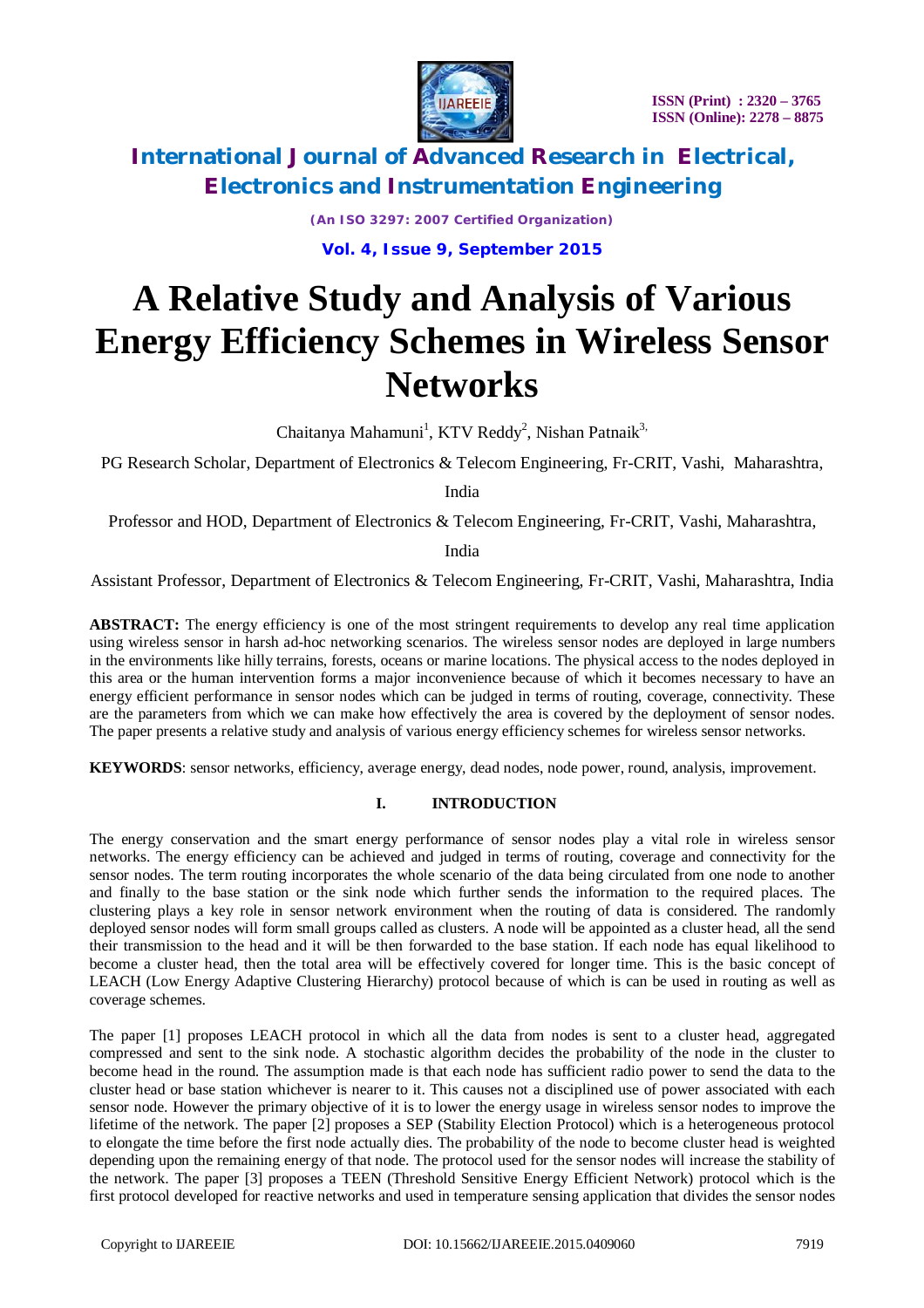# A Relative Study and Analysis of Various Energy Efficiency Schemes in Wireless Sensor Networks

Chaitanya Mahamuni[1], KTV Reddy[2], Nishan Patnaik[3]

PG Research Scholar, Department of Electronics & Telecom Engineering, Fr-CRIT, Vashi, Maharashtra, India

Professor and HOD, Department of Electronics & Telecom Engineering, Fr-CRIT, Vashi, Maharashtra, India

Assistant Professor, Department of Electronics & Telecom Engineering, Fr-CRIT, Vashi, Maharashtra, India

**ABSTRACT:** The energy efficiency is one of the most stringent requirements to develop any real time application using wireless sensor in harsh ad-hoc networking scenarios. The wireless sensor nodes are deployed in large numbers in the environments like hilly terrains, forests, oceans or marine locations. The physical access to the nodes deployed in this area or the human intervention forms a major inconvenience because of which it becomes necessary to have an energy efficient performance in sensor nodes which can be judged in terms of routing, coverage, connectivity. These are the parameters from which we can make how effectively the area is covered by the deployment of sensor nodes. The paper presents a relative study and analysis of various energy efficiency schemes for wireless sensor networks.

**KEYWORDS**: sensor networks, efficiency, average energy, dead nodes, node power, round, analysis, improvement.

## I. INTRODUCTION

The energy conservation and the smart energy performance of sensor nodes play a vital role in wireless sensor networks. The energy efficiency can be achieved and judged in terms of routing, coverage and connectivity for the sensor nodes. The term routing incorporates the whole scenario of the data being circulated from one node to another and finally to the base station or the sink node which further sends the information to the required places. The clustering plays a key role in sensor network environment when the routing of data is considered. The randomly deployed sensor nodes will form small groups called as clusters. A node will be appointed as a cluster head, all the send their transmission to the head and it will be then forwarded to the base station. If each node has equal likelihood to become a cluster head, then the total area will be effectively covered for longer time. This is the basic concept of LEACH (Low Energy Adaptive Clustering Hierarchy) protocol because of which is can be used in routing as well as coverage schemes.

The paper [1] proposes LEACH protocol in which all the data from nodes is sent to a cluster head, aggregated compressed and sent to the sink node. A stochastic algorithm decides the probability of the node in the cluster to become head in the round. The assumption made is that each node has sufficient radio power to send the data to the cluster head or base station whichever is nearer to it. This causes not a disciplined use of power associated with each sensor node. However the primary objective of it is to lower the energy usage in wireless sensor nodes to improve the lifetime of the network. The paper [2] proposes a SEP (Stability Election Protocol) which is a heterogeneous protocol to elongate the time before the first node actually dies. The probability of the node to become cluster head is weighted depending upon the remaining energy of that node. The protocol used for the sensor nodes will increase the stability of the network. The paper [3] proposes a TEEN (Threshold Sensitive Energy Efficient Network) protocol which is the first protocol developed for reactive networks and used in temperature sensing application that divides the sensor nodes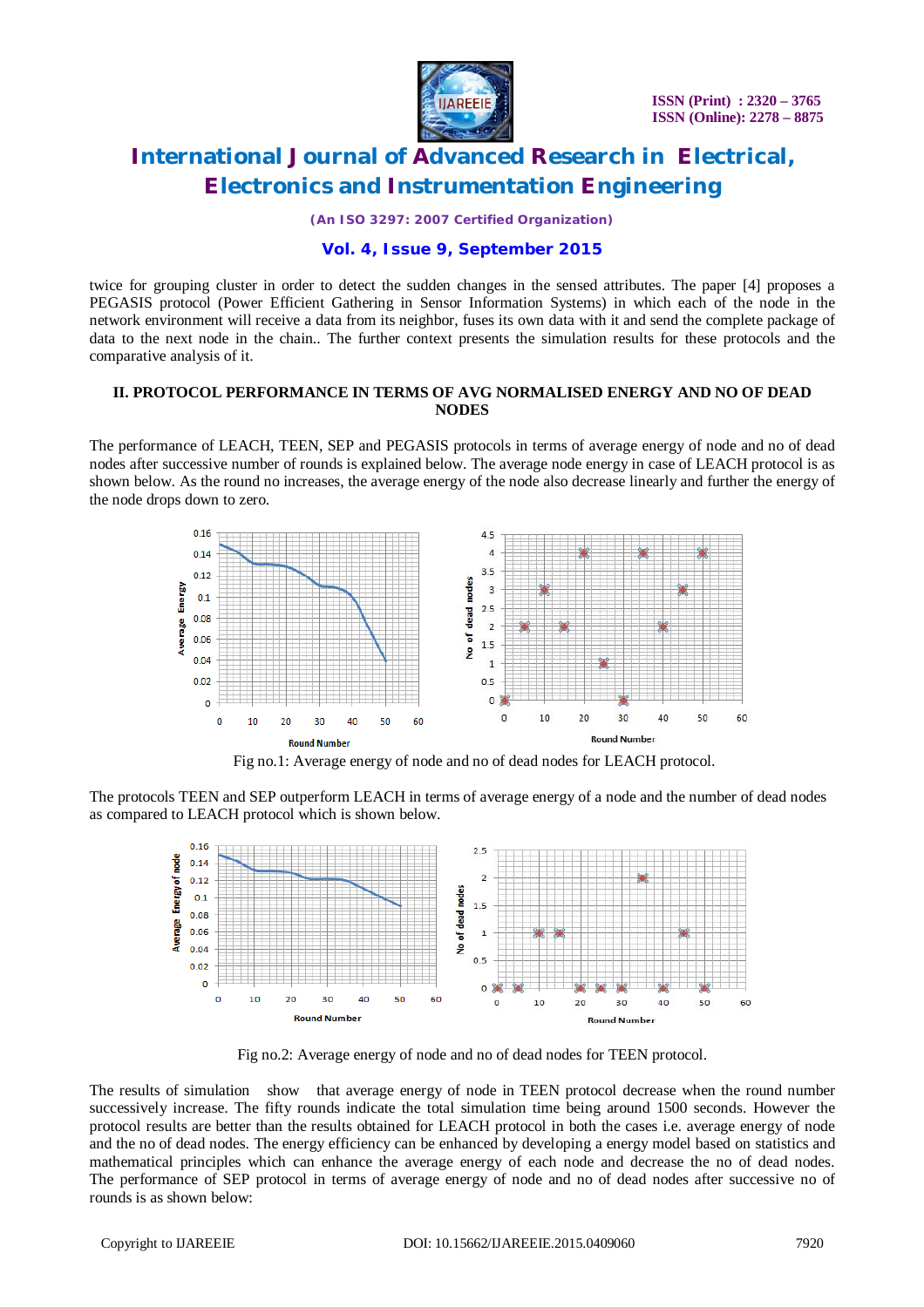twice for grouping cluster in order to detect the sudden changes in the sensed attributes. The paper [4] proposes a PEGASIS protocol (Power Efficient Gathering in Sensor Information Systems) in which each of the node in the network environment will receive a data from its neighbor, fuses its own data with it and send the complete package of data to the next node in the chain.. The further context presents the simulation results for these protocols and the comparative analysis of it.

## II. PROTOCOL PERFORMANCE IN TERMS OF AVG NORMALISED ENERGY AND NO OF DEAD NODES

The performance of LEACH, TEEN, SEP and PEGASIS protocols in terms of average energy of node and no of dead nodes after successive number of rounds is explained below. The average node energy in case of LEACH protocol is as shown below. As the round no increases, the average energy of the node also decrease linearly and further the energy of the node drops down to zero.

Fig no.1: Average energy of node and no of dead nodes for LEACH protocol.

The protocols TEEN and SEP outperform LEACH in terms of average energy of a node and the number of dead nodes as compared to LEACH protocol which is shown below.

Fig no.2: Average energy of node and no of dead nodes for TEEN protocol.

The results of simulation show that average energy of node in TEEN protocol decrease when the round number successively increase. The fifty rounds indicate the total simulation time being around 1500 seconds. However the protocol results are better than the results obtained for LEACH protocol in both the cases i.e. average energy of node and the no of dead nodes. The energy efficiency can be enhanced by developing a energy model based on statistics and mathematical principles which can enhance the average energy of each node and decrease the no of dead nodes. The performance of SEP protocol in terms of average energy of node and no of dead nodes after successive no of rounds is as shown below: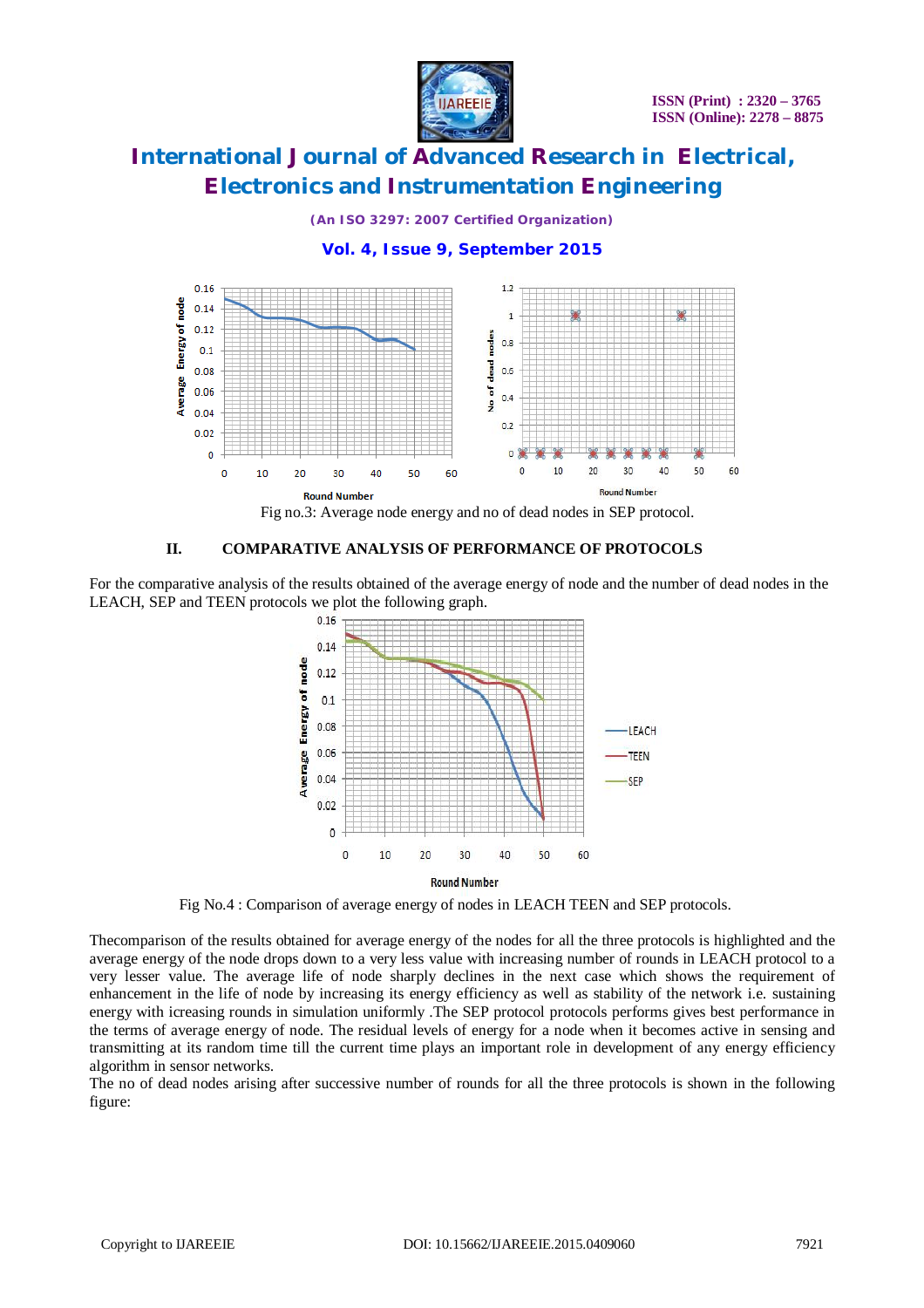Fig no.3: Average node energy and no of dead nodes in SEP protocol.

## II. COMPARATIVE ANALYSIS OF PERFORMANCE OF PROTOCOLS

For the comparative analysis of the results obtained of the average energy of node and the number of dead nodes in the LEACH, SEP and TEEN protocols we plot the following graph.

Fig No.4 : Comparison of average energy of nodes in LEACH TEEN and SEP protocols.

Thecomparison of the results obtained for average energy of the nodes for all the three protocols is highlighted and the average energy of the node drops down to a very less value with increasing number of rounds in LEACH protocol to a very lesser value. The average life of node sharply declines in the next case which shows the requirement of enhancement in the life of node by increasing its energy efficiency as well as stability of the network i.e. sustaining energy with icreasing rounds in simulation uniformly .The SEP protocol protocols performs gives best performance in the terms of average energy of node. The residual levels of energy for a node when it becomes active in sensing and transmitting at its random time till the current time plays an important role in development of any energy efficiency algorithm in sensor networks.

The no of dead nodes arising after successive number of rounds for all the three protocols is shown in the following figure: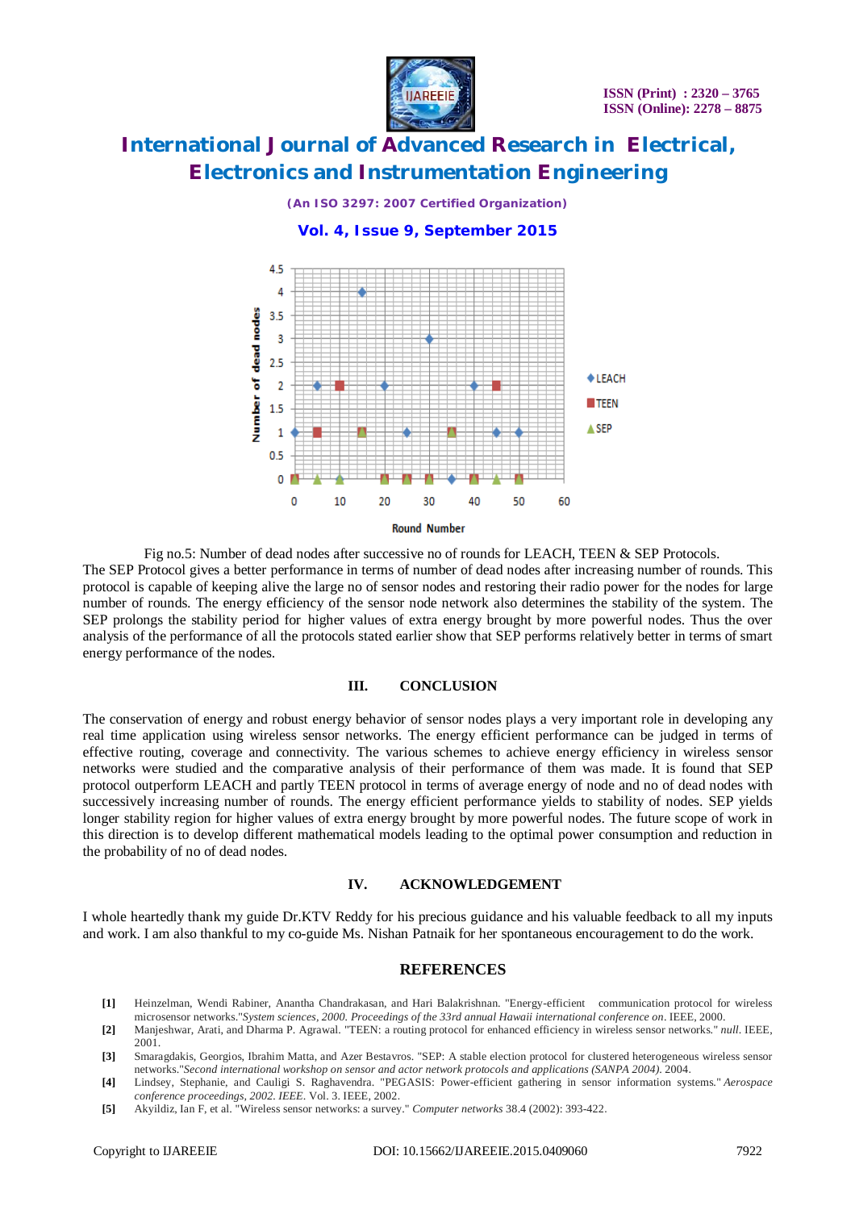Fig no.5: Number of dead nodes after successive no of rounds for LEACH, TEEN & SEP Protocols.

The SEP Protocol gives a better performance in terms of number of dead nodes after increasing number of rounds. This protocol is capable of keeping alive the large no of sensor nodes and restoring their radio power for the nodes for large number of rounds. The energy efficiency of the sensor node network also determines the stability of the system. The SEP prolongs the stability period for higher values of extra energy brought by more powerful nodes. Thus the over analysis of the performance of all the protocols stated earlier show that SEP performs relatively better in terms of smart energy performance of the nodes.

## III. CONCLUSION

The conservation of energy and robust energy behavior of sensor nodes plays a very important role in developing any real time application using wireless sensor networks. The energy efficient performance can be judged in terms of effective routing, coverage and connectivity. The various schemes to achieve energy efficiency in wireless sensor networks were studied and the comparative analysis of their performance of them was made. It is found that SEP protocol outperform LEACH and partly TEEN protocol in terms of average energy of node and no of dead nodes with successively increasing number of rounds. The energy efficient performance yields to stability of nodes. SEP yields longer stability region for higher values of extra energy brought by more powerful nodes. The future scope of work in this direction is to develop different mathematical models leading to the optimal power consumption and reduction in the probability of no of dead nodes.

## IV. ACKNOWLEDGEMENT

I whole heartedly thank my guide Dr.KTV Reddy for his precious guidance and his valuable feedback to all my inputs and work. I am also thankful to my co-guide Ms. Nishan Patnaik for her spontaneous encouragement to do the work.

## REFERENCES

[1] Heinzelman, Wendi Rabiner, Anantha Chandrakasan, and Hari Balakrishnan. "Energy-efficient communication protocol for wireless microsensor networks."*System sciences, 2000. Proceedings of the 33rd annual Hawaii international conference on*. IEEE, 2000.

[2] Manjeshwar, Arati, and Dharma P. Agrawal. "TEEN: a routing protocol for enhanced efficiency in wireless sensor networks." *null*. IEEE, 2001.

[3] Smaragdakis, Georgios, Ibrahim Matta, and Azer Bestavros. "SEP: A stable election protocol for clustered heterogeneous wireless sensor networks."*Second international workshop on sensor and actor network protocols and applications (SANPA 2004)*. 2004.

[4] Lindsey, Stephanie, and Cauligi S. Raghavendra. "PEGASIS: Power-efficient gathering in sensor information systems." *Aerospace conference proceedings, 2002. IEEE*. Vol. 3. IEEE, 2002.

[5] Akyildiz, Ian F, et al. "Wireless sensor networks: a survey." *Computer networks* 38.4 (2002): 393-422.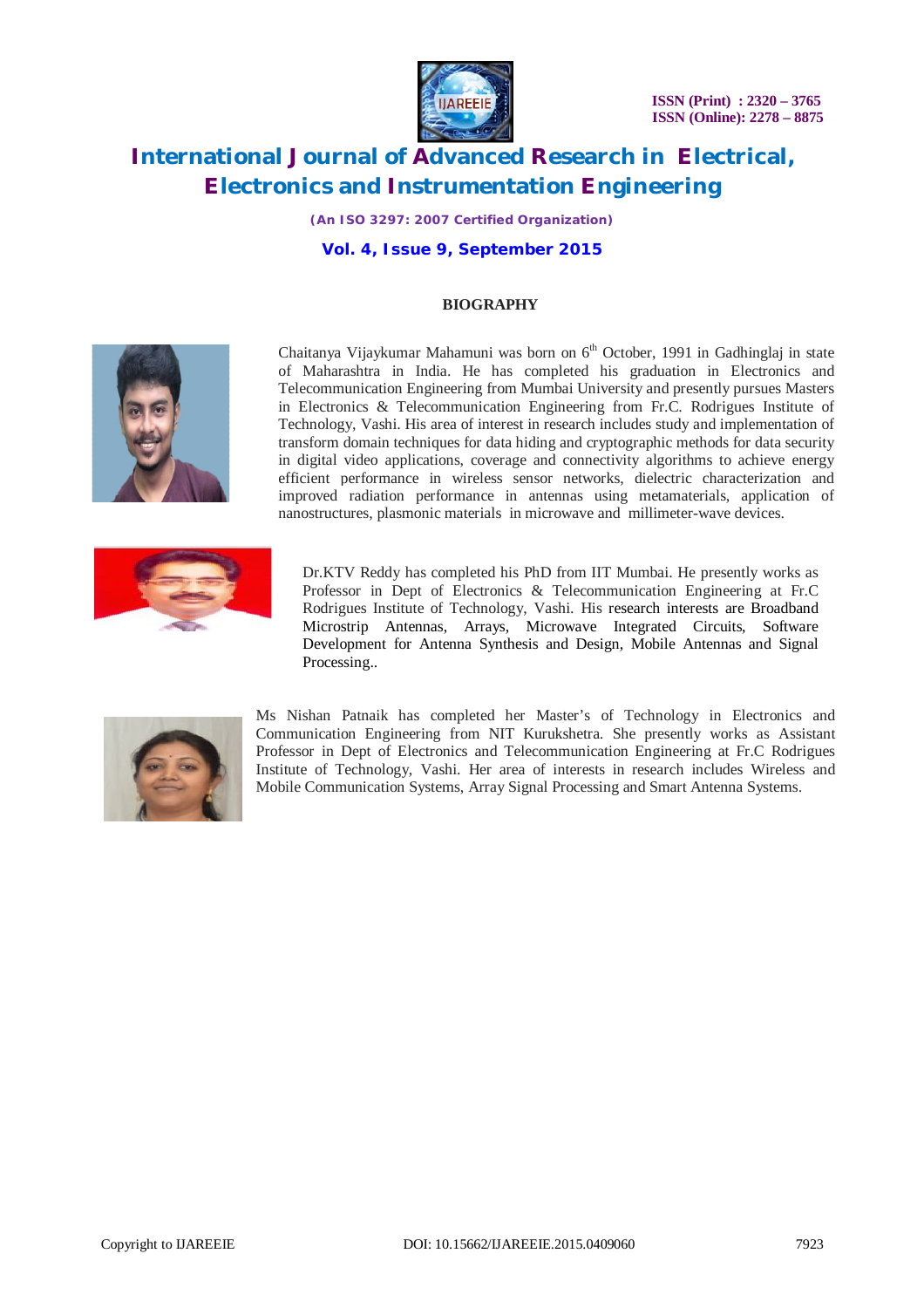**BIOGRAPHY**

Chaitanya Vijaykumar Mahamuni was born on 6th October, 1991 in Gadhinglaj in state of Maharashtra in India. He has completed his graduation in Electronics and Telecommunication Engineering from Mumbai University and presently pursues Masters in Electronics & Telecommunication Engineering from Fr.C. Rodrigues Institute of Technology, Vashi. His area of interest in research includes study and implementation of transform domain techniques for data hiding and cryptographic methods for data security in digital video applications, coverage and connectivity algorithms to achieve energy efficient performance in wireless sensor networks, dielectric characterization and improved radiation performance in antennas using metamaterials, application of nanostructures, plasmonic materials in microwave and millimeter-wave devices.

Dr.KTV Reddy has completed his PhD from IIT Mumbai. He presently works as Professor in Dept of Electronics & Telecommunication Engineering at Fr.C Rodrigues Institute of Technology, Vashi. His research interests are Broadband Microstrip Antennas, Arrays, Microwave Integrated Circuits, Software Development for Antenna Synthesis and Design, Mobile Antennas and Signal Processing..

Ms Nishan Patnaik has completed her Master's of Technology in Electronics and Communication Engineering from NIT Kurukshetra. She presently works as Assistant Professor in Dept of Electronics and Telecommunication Engineering at Fr.C Rodrigues Institute of Technology, Vashi. Her area of interests in research includes Wireless and Mobile Communication Systems, Array Signal Processing and Smart Antenna Systems.